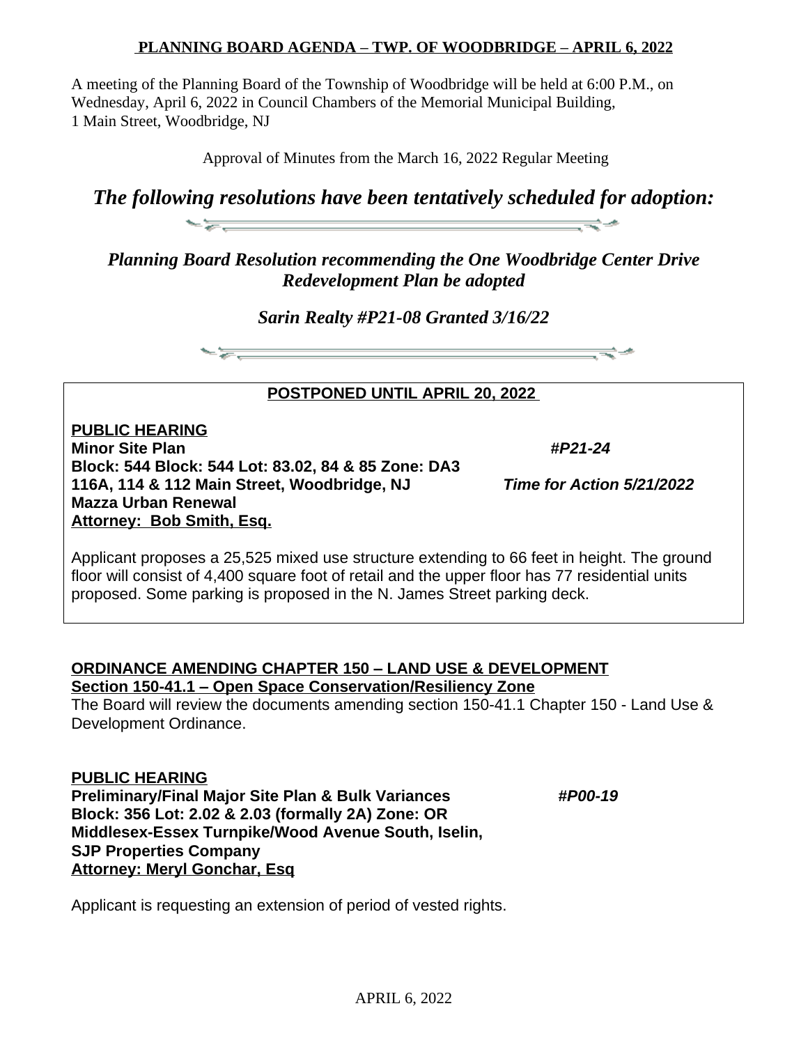**PLANNING BOARD AGENDA – TWP. OF WOODBRIDGE – APRIL 6, 2022**

A meeting of the Planning Board of the Township of Woodbridge will be held at 6:00 P.M., on Wednesday, April 6, 2022 in Council Chambers of the Memorial Municipal Building, 1 Main Street, Woodbridge, NJ

Approval of Minutes from the March 16, 2022 Regular Meeting

## *The following resolutions have been tentatively scheduled for adoption:*

***Planning Board Resolution recommending the One Woodbridge Center Drive Redevelopment Plan be adopted***

***Sarin Realty #P21-08 Granted 3/16/22***

**POSTPONED UNTIL APRIL 20, 2022**

**PUBLIC HEARING**
**Minor Site Plan** ***#P21-24***
**Block: 544 Block: 544 Lot: 83.02, 84 & 85 Zone: DA3**
**116A, 114 & 112 Main Street, Woodbridge, NJ** ***Time for Action 5/21/2022***
**Mazza Urban Renewal**
**Attorney: Bob Smith, Esq.**

Applicant proposes a 25,525 mixed use structure extending to 66 feet in height. The ground floor will consist of 4,400 square foot of retail and the upper floor has 77 residential units proposed. Some parking is proposed in the N. James Street parking deck.

**ORDINANCE AMENDING CHAPTER 150 – LAND USE & DEVELOPMENT**
**Section 150-41.1 – Open Space Conservation/Resiliency Zone**
The Board will review the documents amending section 150-41.1 Chapter 150 - Land Use & Development Ordinance.

**PUBLIC HEARING**
**Preliminary/Final Major Site Plan & Bulk Variances** ***#P00-19***
**Block: 356 Lot: 2.02 & 2.03 (formally 2A) Zone: OR**
**Middlesex-Essex Turnpike/Wood Avenue South, Iselin,**
**SJP Properties Company**
**Attorney: Meryl Gonchar, Esq**

Applicant is requesting an extension of period of vested rights.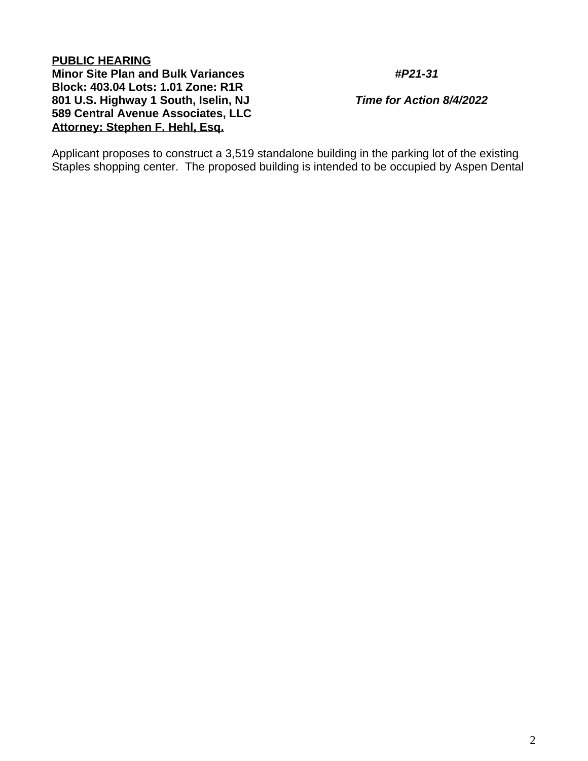**PUBLIC HEARING**
**Minor Site Plan and Bulk Variances** ***#P21-31***
**Block: 403.04 Lots: 1.01 Zone: R1R**
**801 U.S. Highway 1 South, Iselin, NJ** ***Time for Action 8/4/2022***
**589 Central Avenue Associates, LLC**
**Attorney: Stephen F. Hehl, Esq.**

Applicant proposes to construct a 3,519 standalone building in the parking lot of the existing Staples shopping center. The proposed building is intended to be occupied by Aspen Dental